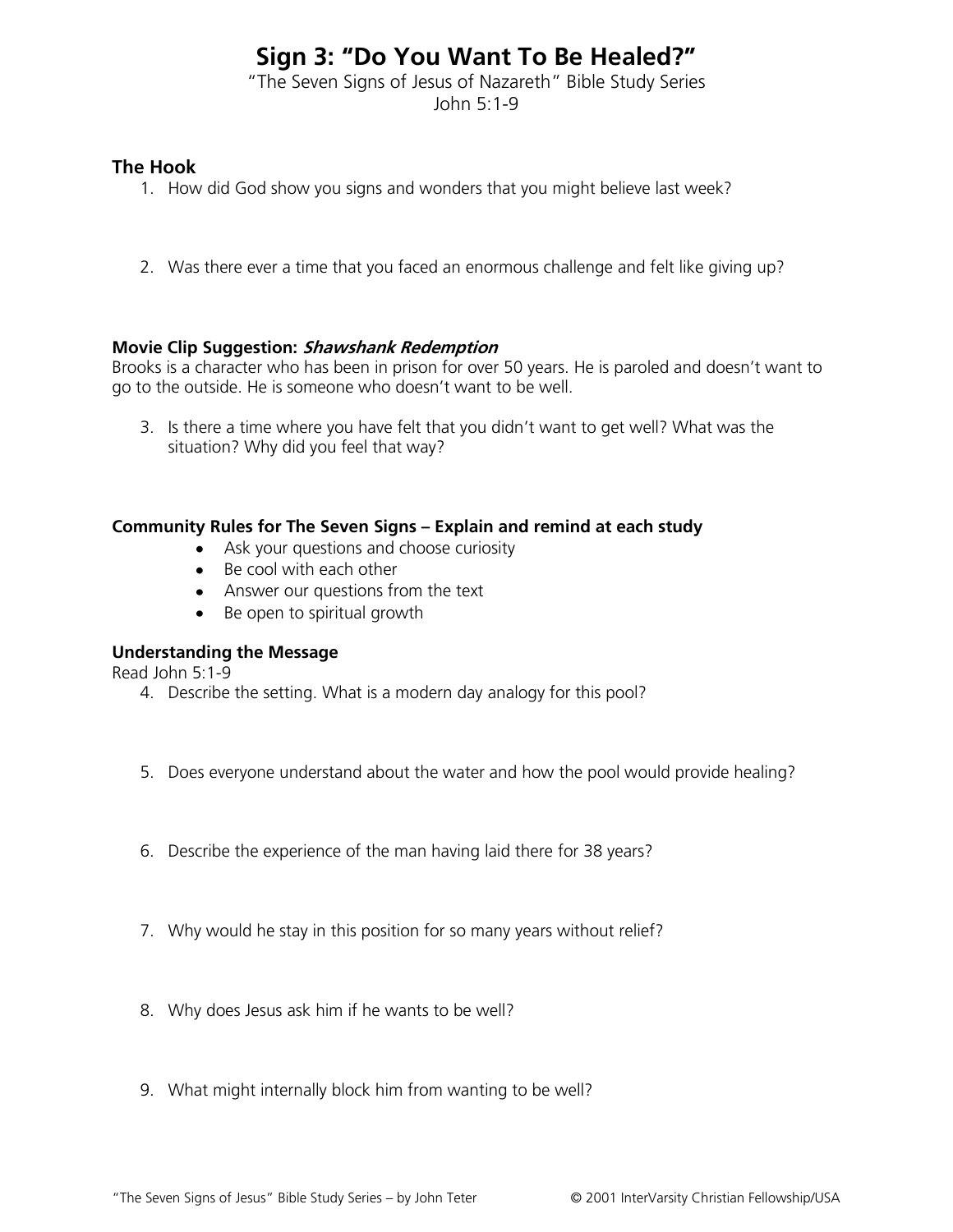# Sign 3: "Do You Want To Be Healed?"

"The Seven Signs of Jesus of Nazareth" Bible Study Series
John 5:1-9

### The Hook

1. How did God show you signs and wonders that you might believe last week?

2. Was there ever a time that you faced an enormous challenge and felt like giving up?

**Movie Clip Suggestion: *Shawshank Redemption***
Brooks is a character who has been in prison for over 50 years. He is paroled and doesn't want to go to the outside. He is someone who doesn't want to be well.

3. Is there a time where you have felt that you didn't want to get well? What was the situation? Why did you feel that way?

**Community Rules for The Seven Signs – Explain and remind at each study**

- Ask your questions and choose curiosity
- Be cool with each other
- Answer our questions from the text
- Be open to spiritual growth

### Understanding the Message

Read John 5:1-9

4. Describe the setting. What is a modern day analogy for this pool?

5. Does everyone understand about the water and how the pool would provide healing?

6. Describe the experience of the man having laid there for 38 years?

7. Why would he stay in this position for so many years without relief?

8. Why does Jesus ask him if he wants to be well?

9. What might internally block him from wanting to be well?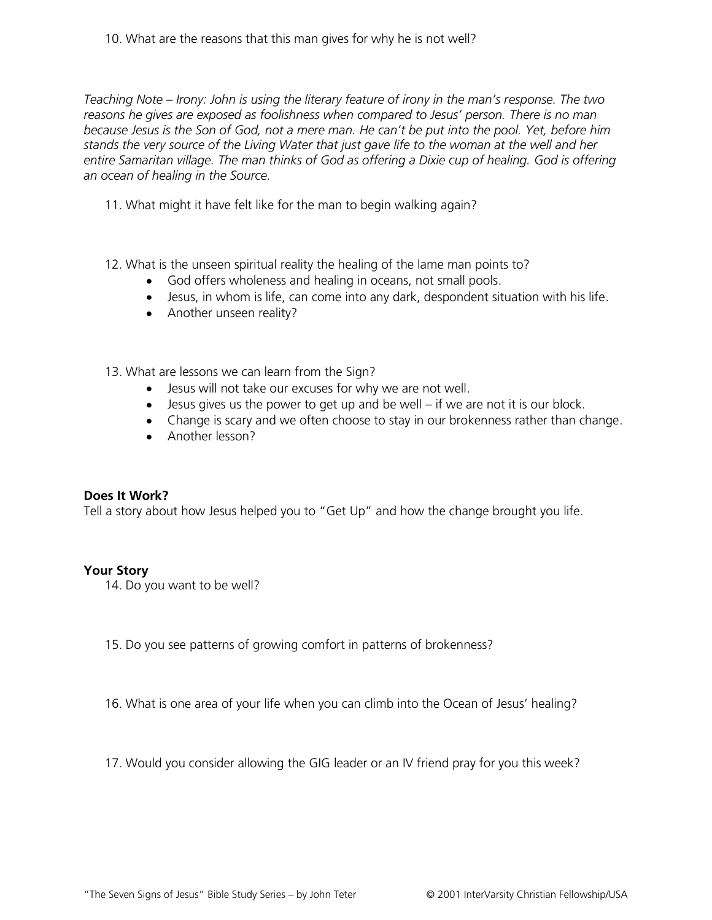10. What are the reasons that this man gives for why he is not well?

*Teaching Note – Irony: John is using the literary feature of irony in the man's response. The two reasons he gives are exposed as foolishness when compared to Jesus' person. There is no man because Jesus is the Son of God, not a mere man. He can't be put into the pool. Yet, before him stands the very source of the Living Water that just gave life to the woman at the well and her entire Samaritan village. The man thinks of God as offering a Dixie cup of healing. God is offering an ocean of healing in the Source.*

11. What might it have felt like for the man to begin walking again?

12. What is the unseen spiritual reality the healing of the lame man points to?
    - God offers wholeness and healing in oceans, not small pools.
    - Jesus, in whom is life, can come into any dark, despondent situation with his life.
    - Another unseen reality?

13. What are lessons we can learn from the Sign?
    - Jesus will not take our excuses for why we are not well.
    - Jesus gives us the power to get up and be well – if we are not it is our block.
    - Change is scary and we often choose to stay in our brokenness rather than change.
    - Another lesson?

**Does It Work?**
Tell a story about how Jesus helped you to "Get Up" and how the change brought you life.

**Your Story**

14. Do you want to be well?

15. Do you see patterns of growing comfort in patterns of brokenness?

16. What is one area of your life when you can climb into the Ocean of Jesus' healing?

17. Would you consider allowing the GIG leader or an IV friend pray for you this week?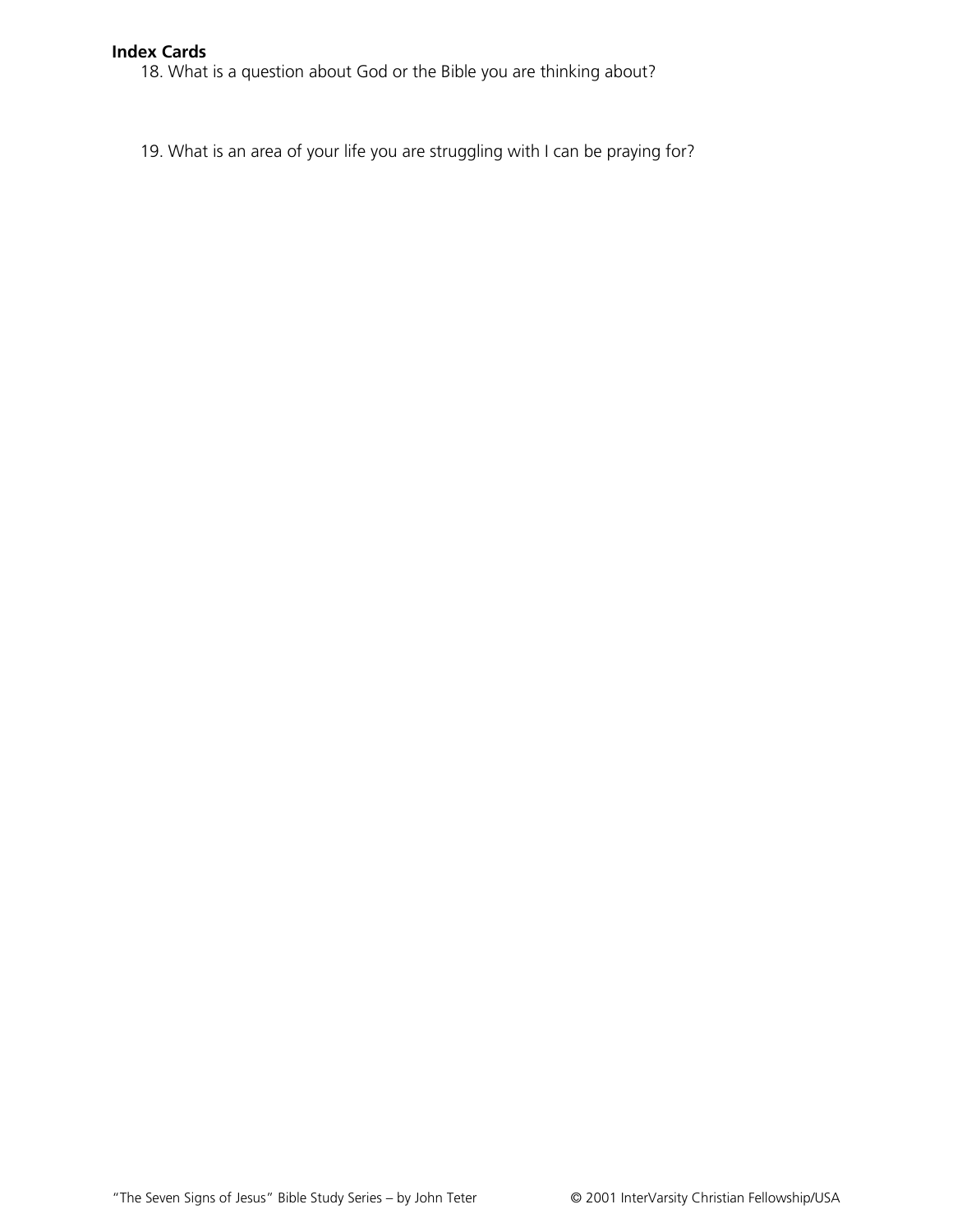**Index Cards**

18. What is a question about God or the Bible you are thinking about?

19. What is an area of your life you are struggling with I can be praying for?